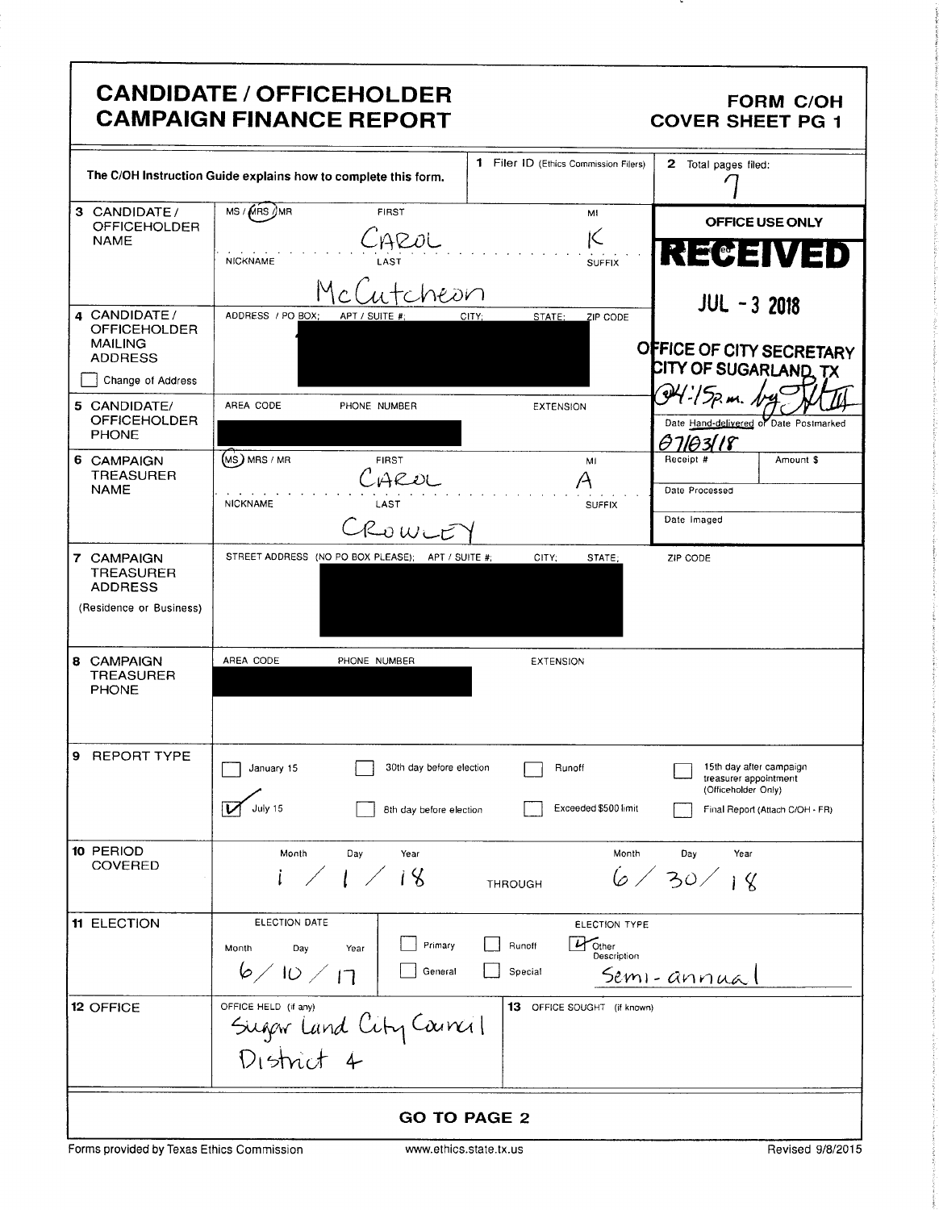# CANDIDATE / OFFICEHOLDER CAMPAIGN FINANCE REPORT

**FORM C/OH COVER SHEET PG 1**

The C/OH Instruction Guide explains how to complete this form.

**1** Filer ID (Ethics Commission Filers)

**2** Total pages filed: 7

**OFFICE USE ONLY**

RECEIVED
JUL - 3 2018
OFFICE OF CITY SECRETARY
CITY OF SUGARLAND, TX
@4:15p.m. by [signature]

Date Hand-delivered or Date Postmarked: 07/03/18

Receipt # | Amount $

Date Processed

Date Imaged

| Field | Details |
|---|---|
| **3 CANDIDATE / OFFICEHOLDER NAME** | MS / **MRS** / MR — FIRST: CAROL — MI: K — NICKNAME: — LAST: McCutcheon — SUFFIX: |
| **4 CANDIDATE / OFFICEHOLDER MAILING ADDRESS** ☐ Change of Address | ADDRESS / PO BOX; APT / SUITE #; CITY; STATE; ZIP CODE: [redacted] |
| **5 CANDIDATE / OFFICEHOLDER PHONE** | AREA CODE / PHONE NUMBER / EXTENSION: [redacted] |
| **6 CAMPAIGN TREASURER NAME** | **MS** / MRS / MR — FIRST: CAROL — MI: A — NICKNAME: — LAST: CROWLEY — SUFFIX: |
| **7 CAMPAIGN TREASURER ADDRESS** (Residence or Business) | STREET ADDRESS (NO PO BOX PLEASE); APT / SUITE #; CITY; STATE; ZIP CODE: [redacted] |
| **8 CAMPAIGN TREASURER PHONE** | AREA CODE / PHONE NUMBER / EXTENSION: [redacted] |

**9 REPORT TYPE**

- ☐ January 15
- ☑ July 15
- ☐ 30th day before election
- ☐ 8th day before election
- ☐ Runoff
- ☐ Exceeded $500 limit
- ☐ 15th day after campaign treasurer appointment (Officeholder Only)
- ☐ Final Report (Attach C/OH - FR)

**10 PERIOD COVERED**

Month / Day / Year: 1 / 1 / 18 THROUGH Month / Day / Year: 6 / 30 / 18

**11 ELECTION**

ELECTION DATE (Month / Day / Year): 6 / 10 / 17

ELECTION TYPE:
- ☐ Primary
- ☐ General
- ☐ Runoff
- ☐ Special
- ☑ Other — Description: Semi-annual

**12 OFFICE**

OFFICE HELD (if any): Sugar Land City Council District 4

**13** OFFICE SOUGHT (if known):

**GO TO PAGE 2**

Forms provided by Texas Ethics Commission — www.ethics.state.tx.us — Revised 9/8/2015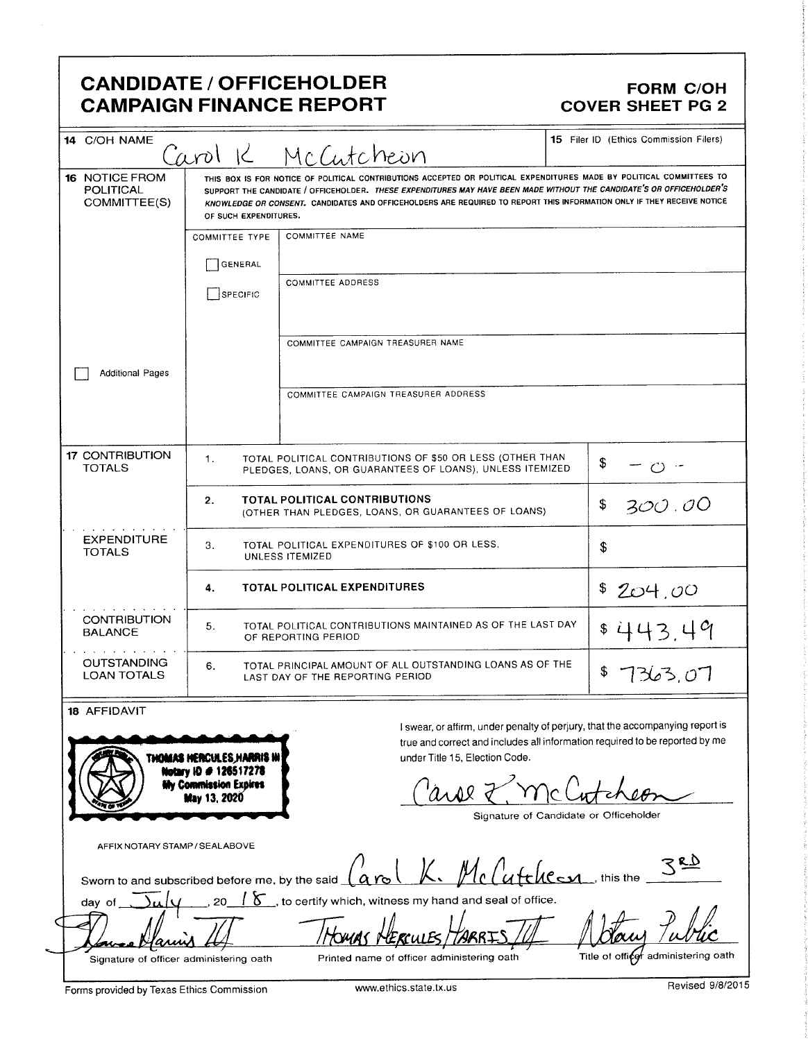# CANDIDATE / OFFICEHOLDER CAMPAIGN FINANCE REPORT

**FORM C/OH**
**COVER SHEET PG 2**

| | | |
|---|---|---|
| **14** C/OH NAME | Carol K McCutcheon | **15** Filer ID (Ethics Commission Filers) |

**16** NOTICE FROM POLITICAL COMMITTEE(S)

THIS BOX IS FOR NOTICE OF POLITICAL CONTRIBUTIONS ACCEPTED OR POLITICAL EXPENDITURES MADE BY POLITICAL COMMITTEES TO SUPPORT THE CANDIDATE / OFFICEHOLDER. *THESE EXPENDITURES MAY HAVE BEEN MADE WITHOUT THE CANDIDATE'S OR OFFICEHOLDER'S KNOWLEDGE OR CONSENT.* CANDIDATES AND OFFICEHOLDERS ARE REQUIRED TO REPORT THIS INFORMATION ONLY IF THEY RECEIVE NOTICE OF SUCH EXPENDITURES.

| COMMITTEE TYPE | |
|---|---|
| ☐ GENERAL | COMMITTEE NAME |
| ☐ SPECIFIC | COMMITTEE ADDRESS |
| | COMMITTEE CAMPAIGN TREASURER NAME |
| | COMMITTEE CAMPAIGN TREASURER ADDRESS |

☐ Additional Pages

| | | | |
|---|---|---|---|
| **17** CONTRIBUTION TOTALS | 1. | TOTAL POLITICAL CONTRIBUTIONS OF $50 OR LESS (OTHER THAN PLEDGES, LOANS, OR GUARANTEES OF LOANS), UNLESS ITEMIZED | $ -0- |
| | 2. | **TOTAL POLITICAL CONTRIBUTIONS** (OTHER THAN PLEDGES, LOANS, OR GUARANTEES OF LOANS) | $ 300.00 |
| EXPENDITURE TOTALS | 3. | TOTAL POLITICAL EXPENDITURES OF $100 OR LESS, UNLESS ITEMIZED | $ |
| | 4. | **TOTAL POLITICAL EXPENDITURES** | $ 204.00 |
| CONTRIBUTION BALANCE | 5. | TOTAL POLITICAL CONTRIBUTIONS MAINTAINED AS OF THE LAST DAY OF REPORTING PERIOD | $ 443.49 |
| OUTSTANDING LOAN TOTALS | 6. | TOTAL PRINCIPAL AMOUNT OF ALL OUTSTANDING LOANS AS OF THE LAST DAY OF THE REPORTING PERIOD | $ 7363.07 |

**18** AFFIDAVIT

THOMAS HERCULES HARRIS III
Notary ID # 126517278
My Commission Expires
May 13, 2020

I swear, or affirm, under penalty of perjury, that the accompanying report is true and correct and includes all information required to be reported by me under Title 15, Election Code.

Carol K. McCutcheon
Signature of Candidate or Officeholder

AFFIX NOTARY STAMP / SEAL ABOVE

Sworn to and subscribed before me, by the said Carol K. McCutcheon, this the 3RD day of July, 20 18, to certify which, witness my hand and seal of office.

| Thomas Harris III | THOMAS HERCULES HARRIS III | Notary Public |
|---|---|---|
| Signature of officer administering oath | Printed name of officer administering oath | Title of officer administering oath |

Forms provided by Texas Ethics Commission www.ethics.state.tx.us Revised 9/8/2015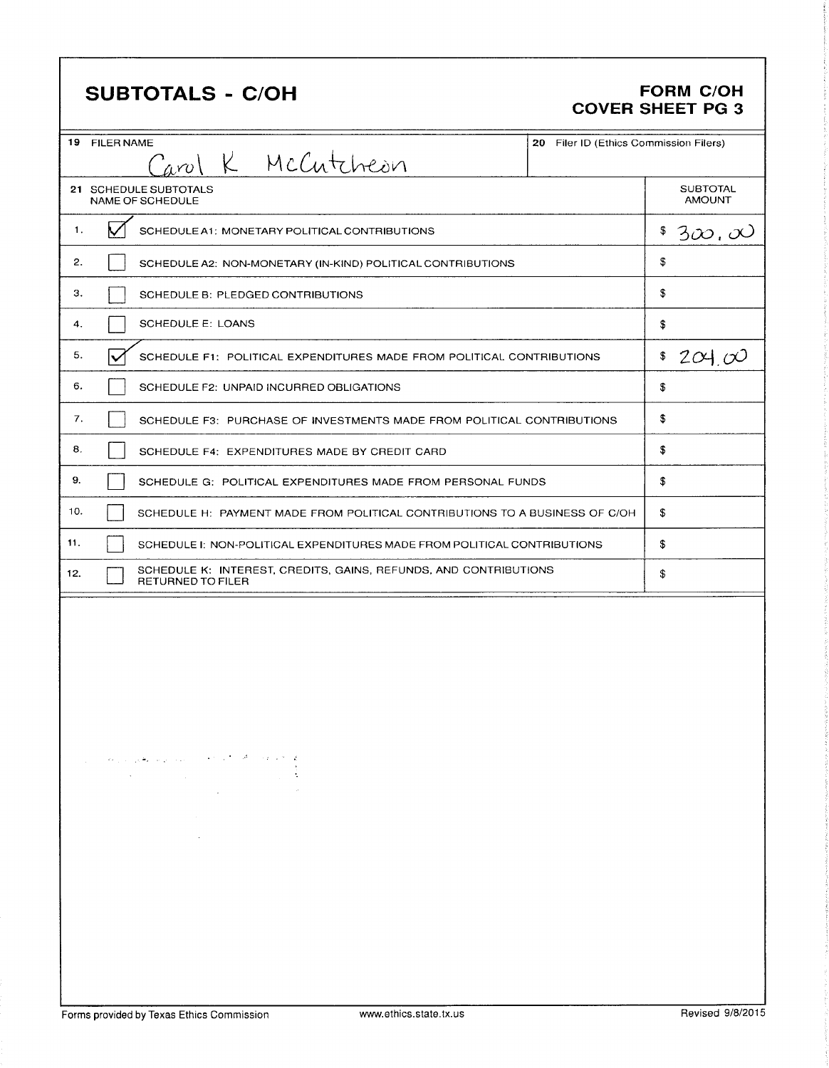# SUBTOTALS - C/OH

**FORM C/OH COVER SHEET PG 3**

| 19 FILER NAME | 20 Filer ID (Ethics Commission Filers) |
|---|---|
| Carol K McCutcheon | |

| 21 SCHEDULE SUBTOTALS NAME OF SCHEDULE | | SUBTOTAL AMOUNT |
|---|---|---|
| 1. | ☑ SCHEDULE A1: MONETARY POLITICAL CONTRIBUTIONS | $ 300.00 |
| 2. | ☐ SCHEDULE A2: NON-MONETARY (IN-KIND) POLITICAL CONTRIBUTIONS | $ |
| 3. | ☐ SCHEDULE B: PLEDGED CONTRIBUTIONS | $ |
| 4. | ☐ SCHEDULE E: LOANS | $ |
| 5. | ☑ SCHEDULE F1: POLITICAL EXPENDITURES MADE FROM POLITICAL CONTRIBUTIONS | $ 204.00 |
| 6. | ☐ SCHEDULE F2: UNPAID INCURRED OBLIGATIONS | $ |
| 7. | ☐ SCHEDULE F3: PURCHASE OF INVESTMENTS MADE FROM POLITICAL CONTRIBUTIONS | $ |
| 8. | ☐ SCHEDULE F4: EXPENDITURES MADE BY CREDIT CARD | $ |
| 9. | ☐ SCHEDULE G: POLITICAL EXPENDITURES MADE FROM PERSONAL FUNDS | $ |
| 10. | ☐ SCHEDULE H: PAYMENT MADE FROM POLITICAL CONTRIBUTIONS TO A BUSINESS OF C/OH | $ |
| 11. | ☐ SCHEDULE I: NON-POLITICAL EXPENDITURES MADE FROM POLITICAL CONTRIBUTIONS | $ |
| 12. | ☐ SCHEDULE K: INTEREST, CREDITS, GAINS, REFUNDS, AND CONTRIBUTIONS RETURNED TO FILER | $ |

Forms provided by Texas Ethics Commission www.ethics.state.tx.us Revised 9/8/2015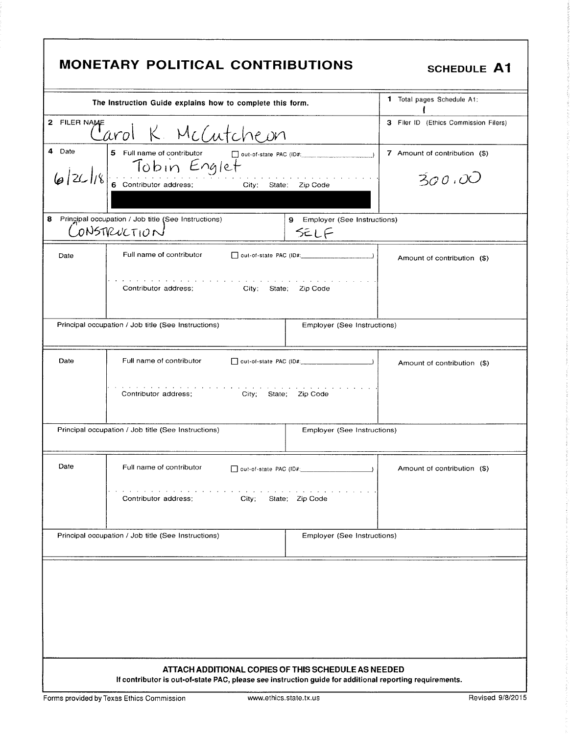# MONETARY POLITICAL CONTRIBUTIONS

## SCHEDULE A1

| The Instruction Guide explains how to complete this form. | | 1 Total pages Schedule A1: 1 |
|---|---|---|
| 2 FILER NAME Carol K. McCutcheon | | 3 Filer ID (Ethics Commission Filers) |
| 4 Date 6/26/18 | 5 Full name of contributor ☐ out-of-state PAC (ID#: ) Tobin Englet<br>6 Contributor address; City; State; Zip Code | 7 Amount of contribution ($) 300.00 |
| 8 Principal occupation / Job title (See Instructions) CONSTRUCTION | 9 Employer (See Instructions) SELF | |
| Date | Full name of contributor ☐ out-of-state PAC (ID#: )<br>Contributor address; City; State; Zip Code | Amount of contribution ($) |
| Principal occupation / Job title (See Instructions) | Employer (See Instructions) | |
| Date | Full name of contributor ☐ out-of-state PAC (ID#: )<br>Contributor address; City; State; Zip Code | Amount of contribution ($) |
| Principal occupation / Job title (See Instructions) | Employer (See Instructions) | |
| Date | Full name of contributor ☐ out-of-state PAC (ID#: )<br>Contributor address; City; State; Zip Code | Amount of contribution ($) |
| Principal occupation / Job title (See Instructions) | Employer (See Instructions) | |

**ATTACH ADDITIONAL COPIES OF THIS SCHEDULE AS NEEDED**

**If contributor is out-of-state PAC, please see instruction guide for additional reporting requirements.**

Forms provided by Texas Ethics Commission www.ethics.state.tx.us Revised 9/8/2015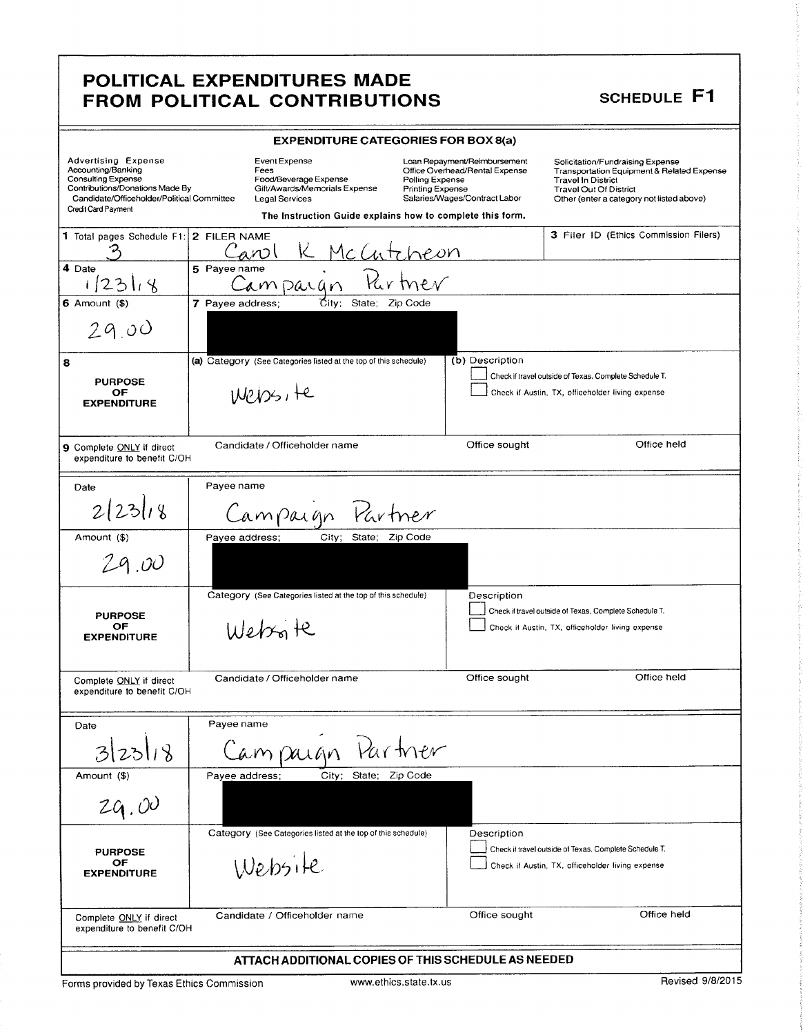# POLITICAL EXPENDITURES MADE FROM POLITICAL CONTRIBUTIONS

**SCHEDULE F1**

## EXPENDITURE CATEGORIES FOR BOX 8(a)

| | | | |
|---|---|---|---|
| Advertising Expense | Event Expense | Loan Repayment/Reimbursement | Solicitation/Fundraising Expense |
| Accounting/Banking | Fees | Office Overhead/Rental Expense | Transportation Equipment & Related Expense |
| Consulting Expense | Food/Beverage Expense | Polling Expense | Travel In District |
| Contributions/Donations Made By Candidate/Officeholder/Political Committee | Gift/Awards/Memorials Expense | Printing Expense | Travel Out Of District |
| Credit Card Payment | Legal Services | Salaries/Wages/Contract Labor | Other (enter a category not listed above) |

The Instruction Guide explains how to complete this form.

| | | |
|---|---|---|
| **1** Total pages Schedule F1: 3 | **2** FILER NAME: Carol K McCutcheon | **3** Filer ID (Ethics Commission Filers) |
| **4** Date: 1/23/18 | **5** Payee name: Campaign Partner | |
| **6** Amount ($): 29.00 | **7** Payee address; City; State; Zip Code: [REDACTED] | |
| **8** PURPOSE OF EXPENDITURE | (a) Category (See Categories listed at the top of this schedule): Website | (b) Description<br>☐ Check if travel outside of Texas. Complete Schedule T.<br>☐ Check if Austin, TX, officeholder living expense |
| **9** Complete ONLY if direct expenditure to benefit C/OH | Candidate / Officeholder name | Office sought / Office held |

| | | |
|---|---|---|
| Date: 2/23/18 | Payee name: Campaign Partner | |
| Amount ($): 29.00 | Payee address; City; State; Zip Code: [REDACTED] | |
| PURPOSE OF EXPENDITURE | Category (See Categories listed at the top of this schedule): Website | Description<br>☐ Check if travel outside of Texas. Complete Schedule T.<br>☐ Check if Austin, TX, officeholder living expense |
| Complete ONLY if direct expenditure to benefit C/OH | Candidate / Officeholder name | Office sought / Office held |

| | | |
|---|---|---|
| Date: 3/23/18 | Payee name: Campaign Partner | |
| Amount ($): 29.00 | Payee address; City; State; Zip Code: [REDACTED] | |
| PURPOSE OF EXPENDITURE | Category (See Categories listed at the top of this schedule): Website | Description<br>☐ Check if travel outside of Texas. Complete Schedule T.<br>☐ Check if Austin, TX, officeholder living expense |
| Complete ONLY if direct expenditure to benefit C/OH | Candidate / Officeholder name | Office sought / Office held |

**ATTACH ADDITIONAL COPIES OF THIS SCHEDULE AS NEEDED**

Forms provided by Texas Ethics Commission    www.ethics.state.tx.us    Revised 9/8/2015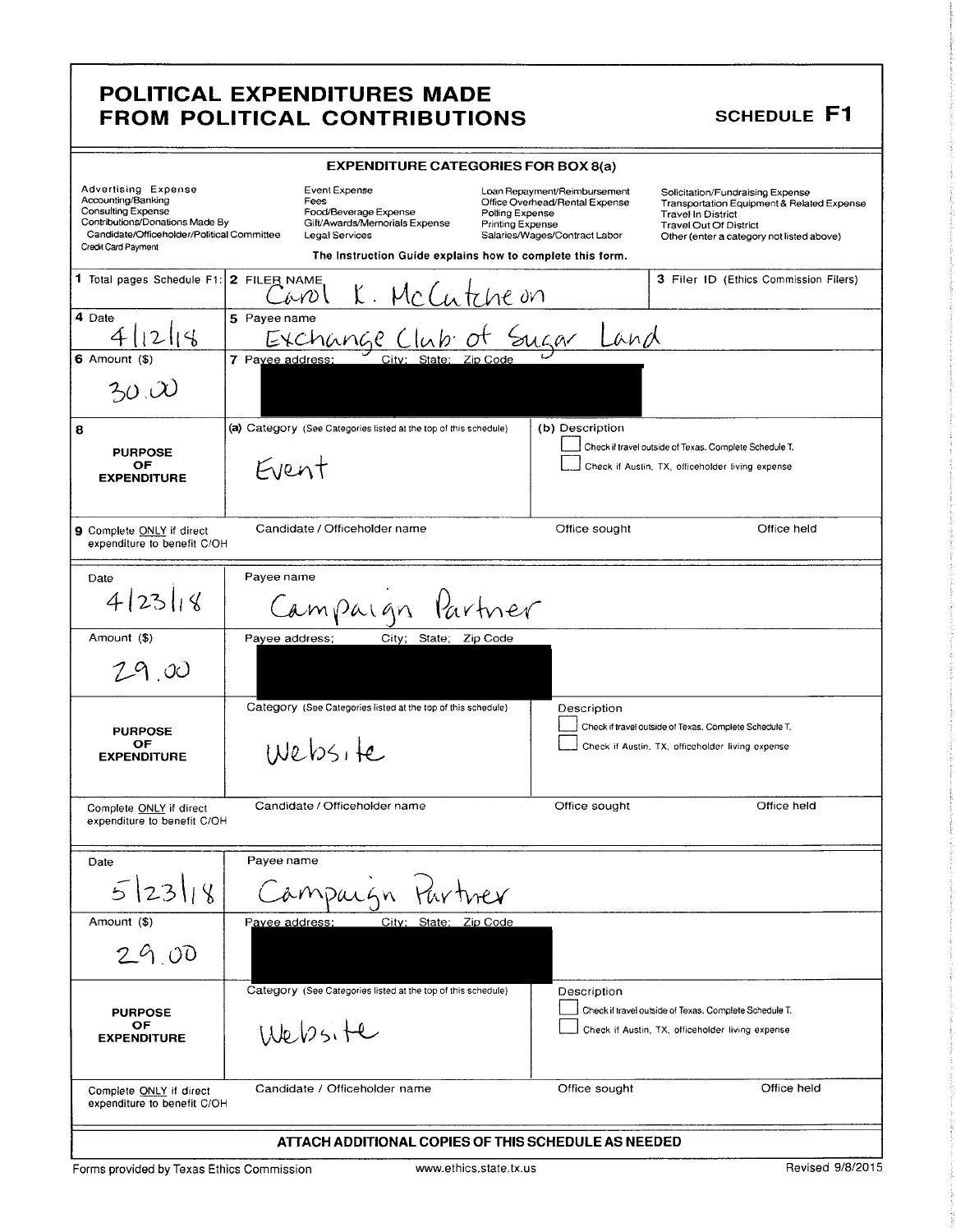# POLITICAL EXPENDITURES MADE FROM POLITICAL CONTRIBUTIONS

**SCHEDULE F1**

## EXPENDITURE CATEGORIES FOR BOX 8(a)

| | | | |
|---|---|---|---|
| Advertising Expense | Event Expense | Loan Repayment/Reimbursement | Solicitation/Fundraising Expense |
| Accounting/Banking | Fees | Office Overhead/Rental Expense | Transportation Equipment & Related Expense |
| Consulting Expense | Food/Beverage Expense | Polling Expense | Travel In District |
| Contributions/Donations Made By Candidate/Officeholder/Political Committee | Gift/Awards/Memorials Expense | Printing Expense | Travel Out Of District |
| Credit Card Payment | Legal Services | Salaries/Wages/Contract Labor | Other (enter a category not listed above) |

The Instruction Guide explains how to complete this form.

| | | |
|---|---|---|
| **1** Total pages Schedule F1: | **2** FILER NAME: Carol K. McCutcheon | **3** Filer ID (Ethics Commission Filers) |

| | | | |
|---|---|---|---|
| **4** Date: 4/12/18 | **5** Payee name: Exchange Club of Sugar Land | | |
| **6** Amount ($): 30.00 | **7** Payee address; City; State; Zip Code: [REDACTED] | | |
| **8** PURPOSE OF EXPENDITURE | (a) Category (See Categories listed at the top of this schedule): Event | (b) Description<br>☐ Check if travel outside of Texas. Complete Schedule T.<br>☐ Check if Austin, TX, officeholder living expense | |
| **9** Complete ONLY if direct expenditure to benefit C/OH | Candidate / Officeholder name | Office sought | Office held |

| | | | |
|---|---|---|---|
| Date: 4/23/18 | Payee name: Campaign Partner | | |
| Amount ($): 29.00 | Payee address; City; State; Zip Code: [REDACTED] | | |
| PURPOSE OF EXPENDITURE | Category (See Categories listed at the top of this schedule): Website | Description<br>☐ Check if travel outside of Texas. Complete Schedule T.<br>☐ Check if Austin, TX, officeholder living expense | |
| Complete ONLY if direct expenditure to benefit C/OH | Candidate / Officeholder name | Office sought | Office held |

| | | | |
|---|---|---|---|
| Date: 5/23/18 | Payee name: Campaign Partner | | |
| Amount ($): 29.00 | Payee address; City; State; Zip Code: [REDACTED] | | |
| PURPOSE OF EXPENDITURE | Category (See Categories listed at the top of this schedule): Website | Description<br>☐ Check if travel outside of Texas. Complete Schedule T.<br>☐ Check if Austin, TX, officeholder living expense | |
| Complete ONLY if direct expenditure to benefit C/OH | Candidate / Officeholder name | Office sought | Office held |

**ATTACH ADDITIONAL COPIES OF THIS SCHEDULE AS NEEDED**

Forms provided by Texas Ethics Commission | www.ethics.state.tx.us | Revised 9/8/2015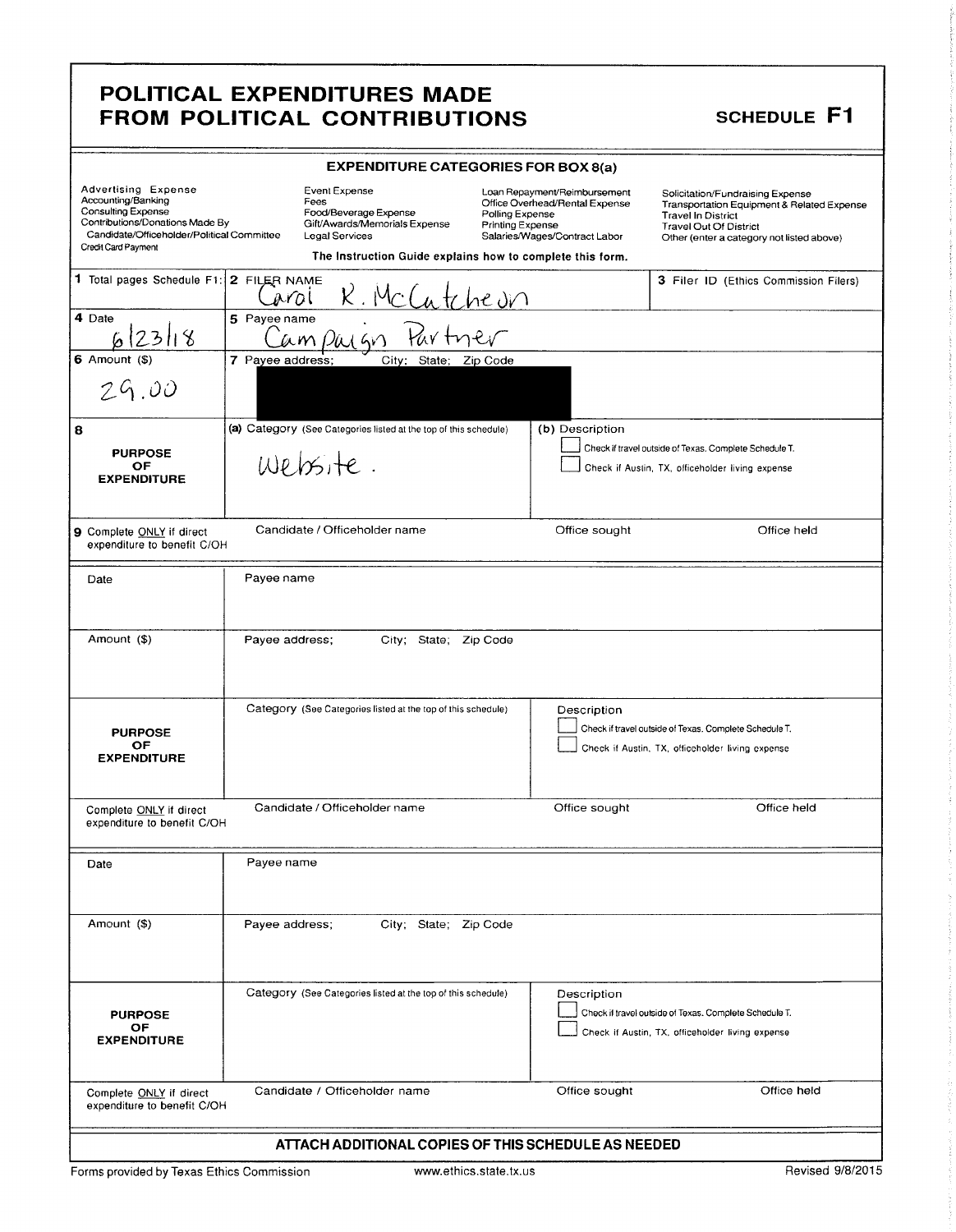# POLITICAL EXPENDITURES MADE FROM POLITICAL CONTRIBUTIONS

**SCHEDULE F1**

**EXPENDITURE CATEGORIES FOR BOX 8(a)**

| | | | |
|---|---|---|---|
| Advertising Expense<br>Accounting/Banking<br>Consulting Expense<br>Contributions/Donations Made By Candidate/Officeholder/Political Committee<br>Credit Card Payment | Event Expense<br>Fees<br>Food/Beverage Expense<br>Gift/Awards/Memorials Expense<br>Legal Services | Loan Repayment/Reimbursement<br>Office Overhead/Rental Expense<br>Polling Expense<br>Printing Expense<br>Salaries/Wages/Contract Labor | Solicitation/Fundraising Expense<br>Transportation Equipment & Related Expense<br>Travel In District<br>Travel Out Of District<br>Other (enter a category not listed above) |

The Instruction Guide explains how to complete this form.

| | | | |
|---|---|---|---|
| **1** Total pages Schedule F1: | **2** FILER NAME<br>Carol K. McCutcheon | | **3** Filer ID (Ethics Commission Filers) |
| **4** Date<br>6/23/18 | **5** Payee name<br>Campaign Partner | | |
| **6** Amount ($)<br>29.00 | **7** Payee address; City; State; Zip Code<br>[REDACTED] | | |
| **8** PURPOSE OF EXPENDITURE | (a) Category (See Categories listed at the top of this schedule)<br>Website. | (b) Description<br>☐ Check if travel outside of Texas. Complete Schedule T.<br>☐ Check if Austin, TX, officeholder living expense | |
| **9** Complete ONLY if direct expenditure to benefit C/OH | Candidate / Officeholder name | Office sought | Office held |
| Date | Payee name | | |
| Amount ($) | Payee address; City; State; Zip Code | | |
| PURPOSE OF EXPENDITURE | Category (See Categories listed at the top of this schedule) | Description<br>☐ Check if travel outside of Texas. Complete Schedule T.<br>☐ Check if Austin, TX, officeholder living expense | |
| Complete ONLY if direct expenditure to benefit C/OH | Candidate / Officeholder name | Office sought | Office held |
| Date | Payee name | | |
| Amount ($) | Payee address; City; State; Zip Code | | |
| PURPOSE OF EXPENDITURE | Category (See Categories listed at the top of this schedule) | Description<br>☐ Check if travel outside of Texas. Complete Schedule T.<br>☐ Check if Austin, TX, officeholder living expense | |
| Complete ONLY if direct expenditure to benefit C/OH | Candidate / Officeholder name | Office sought | Office held |

**ATTACH ADDITIONAL COPIES OF THIS SCHEDULE AS NEEDED**

Forms provided by Texas Ethics Commission www.ethics.state.tx.us Revised 9/8/2015